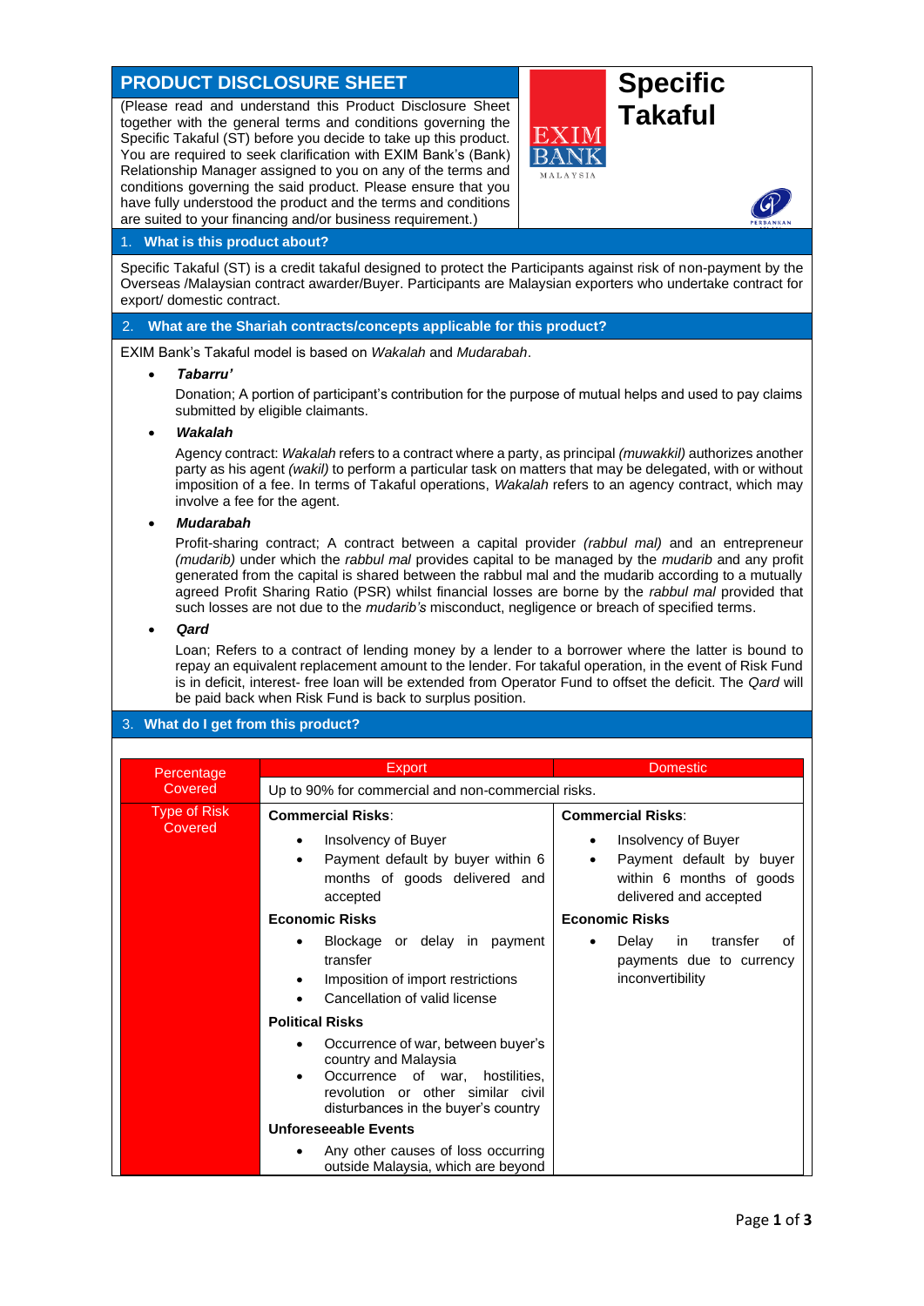# PRODUCT DISCLOSURE SHEET

# Specific Takaful

(Please read and understand this Product Disclosure Sheet together with the general terms and conditions governing the Specific Takaful (ST) before you decide to take up this product. You are required to seek clarification with EXIM Bank's (Bank) Relationship Manager assigned to you on any of the terms and conditions governing the said product. Please ensure that you have fully understood the product and the terms and conditions are suited to your financing and/or business requirement.)

## 1. What is this product about?

Specific Takaful (ST) is a credit takaful designed to protect the Participants against risk of non-payment by the Overseas /Malaysian contract awarder/Buyer. Participants are Malaysian exporters who undertake contract for export/ domestic contract.

## 2. What are the Shariah contracts/concepts applicable for this product?

EXIM Bank's Takaful model is based on *Wakalah* and *Mudarabah*.

- ***Tabarru'***

  Donation; A portion of participant's contribution for the purpose of mutual helps and used to pay claims submitted by eligible claimants.

- ***Wakalah***

  Agency contract: *Wakalah* refers to a contract where a party, as principal *(muwakkil)* authorizes another party as his agent *(wakil)* to perform a particular task on matters that may be delegated, with or without imposition of a fee. In terms of Takaful operations, *Wakalah* refers to an agency contract, which may involve a fee for the agent.

- ***Mudarabah***

  Profit-sharing contract; A contract between a capital provider *(rabbul mal)* and an entrepreneur *(mudarib)* under which the *rabbul mal* provides capital to be managed by the *mudarib* and any profit generated from the capital is shared between the rabbul mal and the mudarib according to a mutually agreed Profit Sharing Ratio (PSR) whilst financial losses are borne by the *rabbul mal* provided that such losses are not due to the *mudarib's* misconduct, negligence or breach of specified terms.

- ***Qard***

  Loan; Refers to a contract of lending money by a lender to a borrower where the latter is bound to repay an equivalent replacement amount to the lender. For takaful operation, in the event of Risk Fund is in deficit, interest- free loan will be extended from Operator Fund to offset the deficit. The *Qard* will be paid back when Risk Fund is back to surplus position.

## 3. What do I get from this product?

| | Export | Domestic |
|---|---|---|
| Percentage Covered | Up to 90% for commercial and non-commercial risks. | |
| Type of Risk Covered | **Commercial Risks**:<br>• Insolvency of Buyer<br>• Payment default by buyer within 6 months of goods delivered and accepted<br>**Economic Risks**<br>• Blockage or delay in payment transfer<br>• Imposition of import restrictions<br>• Cancellation of valid license<br>**Political Risks**<br>• Occurrence of war, between buyer's country and Malaysia<br>• Occurrence of war, hostilities, revolution or other similar civil disturbances in the buyer's country<br>**Unforeseeable Events**<br>• Any other causes of loss occurring outside Malaysia, which are beyond | **Commercial Risks**:<br>• Insolvency of Buyer<br>• Payment default by buyer within 6 months of goods delivered and accepted<br>**Economic Risks**<br>• Delay in transfer of payments due to currency inconvertibility |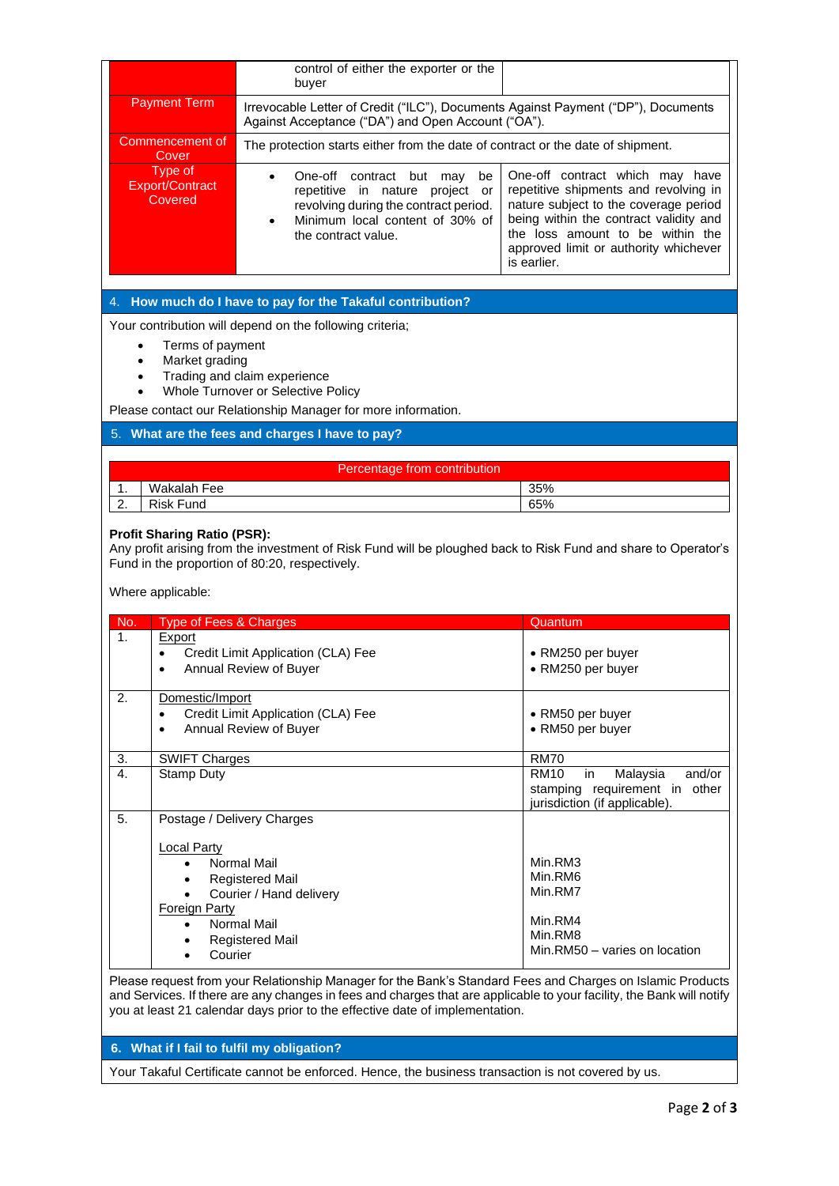| | | |
|---|---|---|
| | control of either the exporter or the buyer | |
| Payment Term | Irrevocable Letter of Credit ("ILC"), Documents Against Payment ("DP"), Documents Against Acceptance ("DA") and Open Account ("OA"). | |
| Commencement of Cover | The protection starts either from the date of contract or the date of shipment. | |
| Type of Export/Contract Covered | • One-off contract but may be repetitive in nature project or revolving during the contract period.<br>• Minimum local content of 30% of the contract value. | One-off contract which may have repetitive shipments and revolving in nature subject to the coverage period being within the contract validity and the loss amount to be within the approved limit or authority whichever is earlier. |

## 4. How much do I have to pay for the Takaful contribution?

Your contribution will depend on the following criteria;

- Terms of payment
- Market grading
- Trading and claim experience
- Whole Turnover or Selective Policy

Please contact our Relationship Manager for more information.

## 5. What are the fees and charges I have to pay?

| | Percentage from contribution | |
|---|---|---|
| 1. | Wakalah Fee | 35% |
| 2. | Risk Fund | 65% |

**Profit Sharing Ratio (PSR):**
Any profit arising from the investment of Risk Fund will be ploughed back to Risk Fund and share to Operator's Fund in the proportion of 80:20, respectively.

Where applicable:

| No. | Type of Fees & Charges | Quantum |
|---|---|---|
| 1. | Export<br>• Credit Limit Application (CLA) Fee<br>• Annual Review of Buyer | <br>• RM250 per buyer<br>• RM250 per buyer |
| 2. | Domestic/Import<br>• Credit Limit Application (CLA) Fee<br>• Annual Review of Buyer | <br>• RM50 per buyer<br>• RM50 per buyer |
| 3. | SWIFT Charges | RM70 |
| 4. | Stamp Duty | RM10 in Malaysia and/or stamping requirement in other jurisdiction (if applicable). |
| 5. | Postage / Delivery Charges<br><br>Local Party<br>• Normal Mail<br>• Registered Mail<br>• Courier / Hand delivery<br>Foreign Party<br>• Normal Mail<br>• Registered Mail<br>• Courier | <br><br><br>Min.RM3<br>Min.RM6<br>Min.RM7<br><br>Min.RM4<br>Min.RM8<br>Min.RM50 – varies on location |

Please request from your Relationship Manager for the Bank's Standard Fees and Charges on Islamic Products and Services. If there are any changes in fees and charges that are applicable to your facility, the Bank will notify you at least 21 calendar days prior to the effective date of implementation.

## 6. What if I fail to fulfil my obligation?

Your Takaful Certificate cannot be enforced. Hence, the business transaction is not covered by us.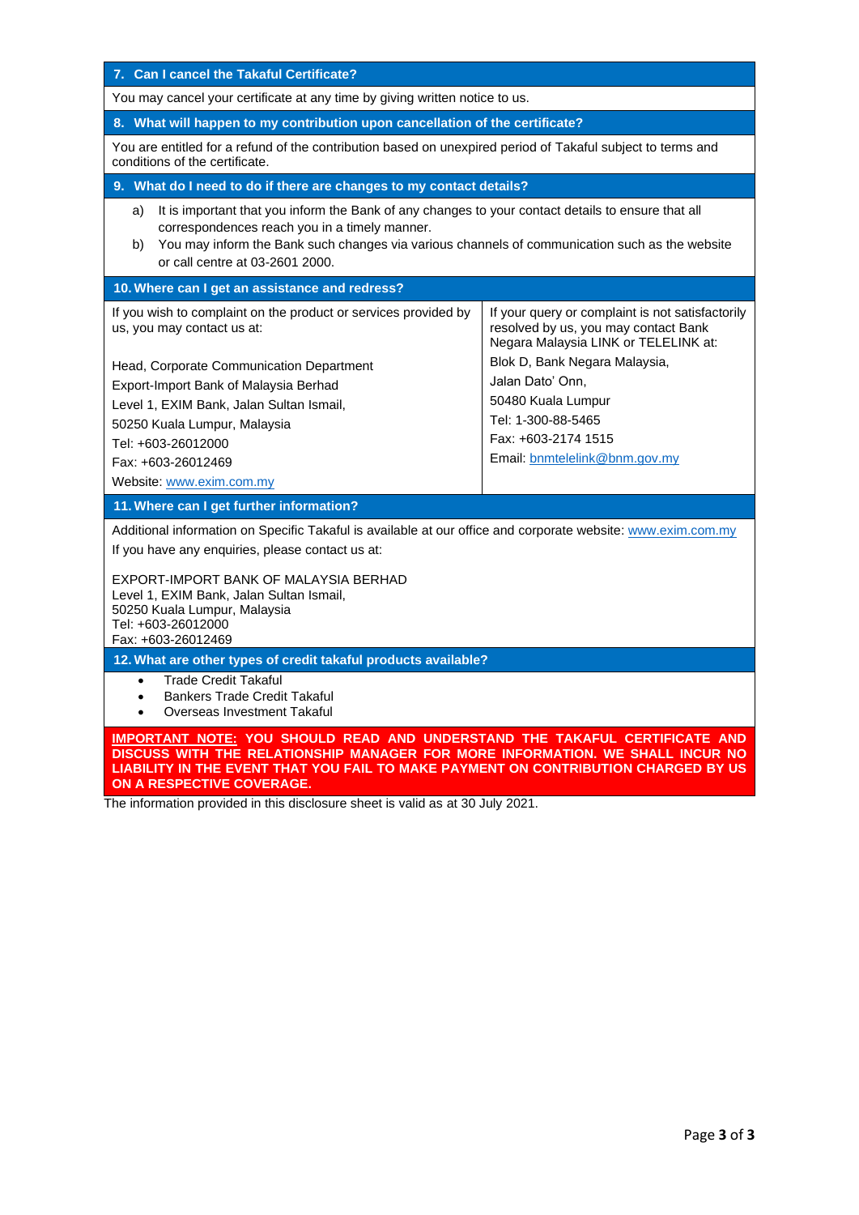### 7. Can I cancel the Takaful Certificate?

You may cancel your certificate at any time by giving written notice to us.

### 8. What will happen to my contribution upon cancellation of the certificate?

You are entitled for a refund of the contribution based on unexpired period of Takaful subject to terms and conditions of the certificate.

### 9. What do I need to do if there are changes to my contact details?

a) It is important that you inform the Bank of any changes to your contact details to ensure that all correspondences reach you in a timely manner.

b) You may inform the Bank such changes via various channels of communication such as the website or call centre at 03-2601 2000.

### 10. Where can I get an assistance and redress?

| | |
|---|---|
| If you wish to complaint on the product or services provided by us, you may contact us at:<br><br>Head, Corporate Communication Department<br>Export-Import Bank of Malaysia Berhad<br>Level 1, EXIM Bank, Jalan Sultan Ismail,<br>50250 Kuala Lumpur, Malaysia<br>Tel: +603-26012000<br>Fax: +603-26012469<br>Website: www.exim.com.my | If your query or complaint is not satisfactorily resolved by us, you may contact Bank Negara Malaysia LINK or TELELINK at:<br>Blok D, Bank Negara Malaysia,<br>Jalan Dato' Onn,<br>50480 Kuala Lumpur<br>Tel: 1-300-88-5465<br>Fax: +603-2174 1515<br>Email: bnmtelelink@bnm.gov.my |

### 11. Where can I get further information?

Additional information on Specific Takaful is available at our office and corporate website: www.exim.com.my

If you have any enquiries, please contact us at:

EXPORT-IMPORT BANK OF MALAYSIA BERHAD
Level 1, EXIM Bank, Jalan Sultan Ismail,
50250 Kuala Lumpur, Malaysia
Tel: +603-26012000
Fax: +603-26012469

### 12. What are other types of credit takaful products available?

- Trade Credit Takaful
- Bankers Trade Credit Takaful
- Overseas Investment Takaful

**IMPORTANT NOTE: YOU SHOULD READ AND UNDERSTAND THE TAKAFUL CERTIFICATE AND DISCUSS WITH THE RELATIONSHIP MANAGER FOR MORE INFORMATION. WE SHALL INCUR NO LIABILITY IN THE EVENT THAT YOU FAIL TO MAKE PAYMENT ON CONTRIBUTION CHARGED BY US ON A RESPECTIVE COVERAGE.**

The information provided in this disclosure sheet is valid as at 30 July 2021.